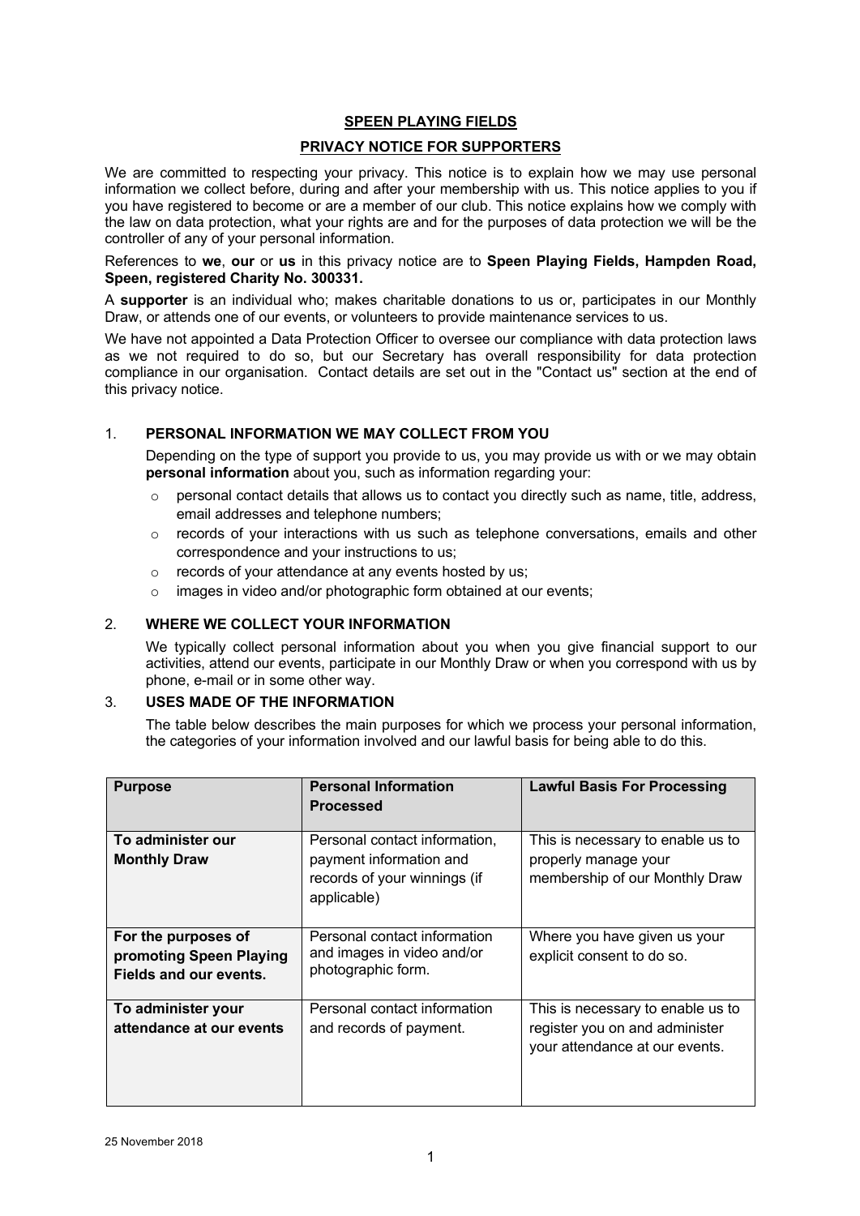# SPEEN PLAYING FIELDS

## PRIVACY NOTICE FOR SUPPORTERS

We are committed to respecting your privacy. This notice is to explain how we may use personal information we collect before, during and after your membership with us. This notice applies to you if you have registered to become or are a member of our club. This notice explains how we comply with the law on data protection, what your rights are and for the purposes of data protection we will be the controller of any of your personal information.

References to **we**, **our** or **us** in this privacy notice are to **Speen Playing Fields, Hampden Road, Speen, registered Charity No. 300331.**

A **supporter** is an individual who; makes charitable donations to us or, participates in our Monthly Draw, or attends one of our events, or volunteers to provide maintenance services to us.

We have not appointed a Data Protection Officer to oversee our compliance with data protection laws as we not required to do so, but our Secretary has overall responsibility for data protection compliance in our organisation. Contact details are set out in the "Contact us" section at the end of this privacy notice.

### 1. PERSONAL INFORMATION WE MAY COLLECT FROM YOU

Depending on the type of support you provide to us, you may provide us with or we may obtain **personal information** about you, such as information regarding your:

- personal contact details that allows us to contact you directly such as name, title, address, email addresses and telephone numbers;
- records of your interactions with us such as telephone conversations, emails and other correspondence and your instructions to us;
- records of your attendance at any events hosted by us;
- images in video and/or photographic form obtained at our events;

### 2. WHERE WE COLLECT YOUR INFORMATION

We typically collect personal information about you when you give financial support to our activities, attend our events, participate in our Monthly Draw or when you correspond with us by phone, e-mail or in some other way.

### 3. USES MADE OF THE INFORMATION

The table below describes the main purposes for which we process your personal information, the categories of your information involved and our lawful basis for being able to do this.

| Purpose | Personal Information Processed | Lawful Basis For Processing |
|---|---|---|
| **To administer our Monthly Draw** | Personal contact information, payment information and records of your winnings (if applicable) | This is necessary to enable us to properly manage your membership of our Monthly Draw |
| **For the purposes of promoting Speen Playing Fields and our events.** | Personal contact information and images in video and/or photographic form. | Where you have given us your explicit consent to do so. |
| **To administer your attendance at our events** | Personal contact information and records of payment. | This is necessary to enable us to register you on and administer your attendance at our events. |

25 November 2018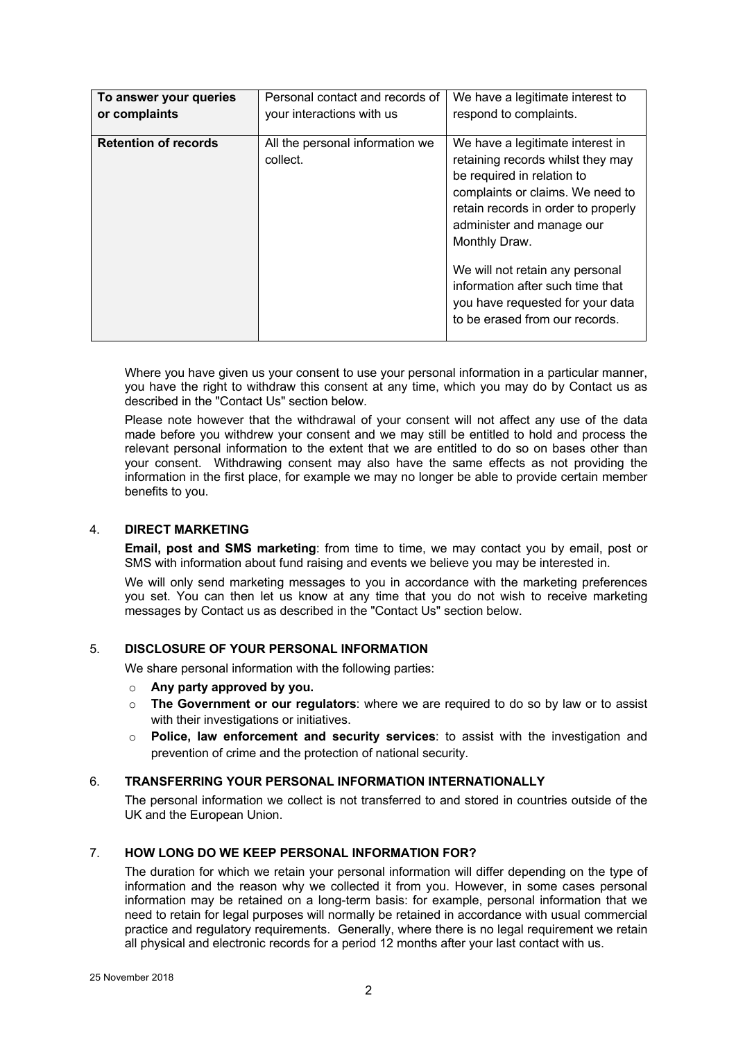| **To answer your queries or complaints** | Personal contact and records of your interactions with us | We have a legitimate interest to respond to complaints. |
|---|---|---|
| **Retention of records** | All the personal information we collect. | We have a legitimate interest in retaining records whilst they may be required in relation to complaints or claims. We need to retain records in order to properly administer and manage our Monthly Draw.<br><br>We will not retain any personal information after such time that you have requested for your data to be erased from our records. |

Where you have given us your consent to use your personal information in a particular manner, you have the right to withdraw this consent at any time, which you may do by Contact us as described in the "Contact Us" section below.

Please note however that the withdrawal of your consent will not affect any use of the data made before you withdrew your consent and we may still be entitled to hold and process the relevant personal information to the extent that we are entitled to do so on bases other than your consent. Withdrawing consent may also have the same effects as not providing the information in the first place, for example we may no longer be able to provide certain member benefits to you.

## 4. DIRECT MARKETING

**Email, post and SMS marketing**: from time to time, we may contact you by email, post or SMS with information about fund raising and events we believe you may be interested in.

We will only send marketing messages to you in accordance with the marketing preferences you set. You can then let us know at any time that you do not wish to receive marketing messages by Contact us as described in the "Contact Us" section below.

## 5. DISCLOSURE OF YOUR PERSONAL INFORMATION

We share personal information with the following parties:

- **Any party approved by you.**
- **The Government or our regulators**: where we are required to do so by law or to assist with their investigations or initiatives.
- **Police, law enforcement and security services**: to assist with the investigation and prevention of crime and the protection of national security.

## 6. TRANSFERRING YOUR PERSONAL INFORMATION INTERNATIONALLY

The personal information we collect is not transferred to and stored in countries outside of the UK and the European Union.

## 7. HOW LONG DO WE KEEP PERSONAL INFORMATION FOR?

The duration for which we retain your personal information will differ depending on the type of information and the reason why we collected it from you. However, in some cases personal information may be retained on a long-term basis: for example, personal information that we need to retain for legal purposes will normally be retained in accordance with usual commercial practice and regulatory requirements. Generally, where there is no legal requirement we retain all physical and electronic records for a period 12 months after your last contact with us.

25 November 2018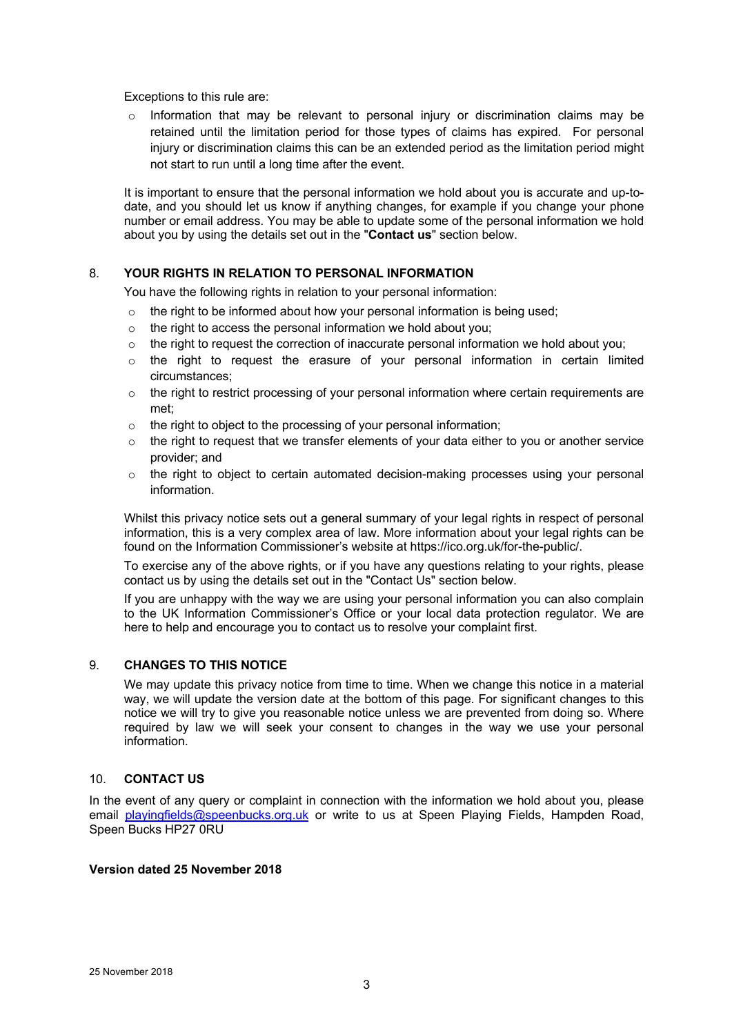Exceptions to this rule are:

- Information that may be relevant to personal injury or discrimination claims may be retained until the limitation period for those types of claims has expired. For personal injury or discrimination claims this can be an extended period as the limitation period might not start to run until a long time after the event.

It is important to ensure that the personal information we hold about you is accurate and up-to-date, and you should let us know if anything changes, for example if you change your phone number or email address. You may be able to update some of the personal information we hold about you by using the details set out in the "**Contact us**" section below.

## 8. YOUR RIGHTS IN RELATION TO PERSONAL INFORMATION

You have the following rights in relation to your personal information:

- the right to be informed about how your personal information is being used;
- the right to access the personal information we hold about you;
- the right to request the correction of inaccurate personal information we hold about you;
- the right to request the erasure of your personal information in certain limited circumstances;
- the right to restrict processing of your personal information where certain requirements are met;
- the right to object to the processing of your personal information;
- the right to request that we transfer elements of your data either to you or another service provider; and
- the right to object to certain automated decision-making processes using your personal information.

Whilst this privacy notice sets out a general summary of your legal rights in respect of personal information, this is a very complex area of law. More information about your legal rights can be found on the Information Commissioner's website at https://ico.org.uk/for-the-public/.

To exercise any of the above rights, or if you have any questions relating to your rights, please contact us by using the details set out in the "Contact Us" section below.

If you are unhappy with the way we are using your personal information you can also complain to the UK Information Commissioner's Office or your local data protection regulator. We are here to help and encourage you to contact us to resolve your complaint first.

## 9. CHANGES TO THIS NOTICE

We may update this privacy notice from time to time. When we change this notice in a material way, we will update the version date at the bottom of this page. For significant changes to this notice we will try to give you reasonable notice unless we are prevented from doing so. Where required by law we will seek your consent to changes in the way we use your personal information.

## 10. CONTACT US

In the event of any query or complaint in connection with the information we hold about you, please email playingfields@speenbucks.org.uk or write to us at Speen Playing Fields, Hampden Road, Speen Bucks HP27 0RU

**Version dated 25 November 2018**